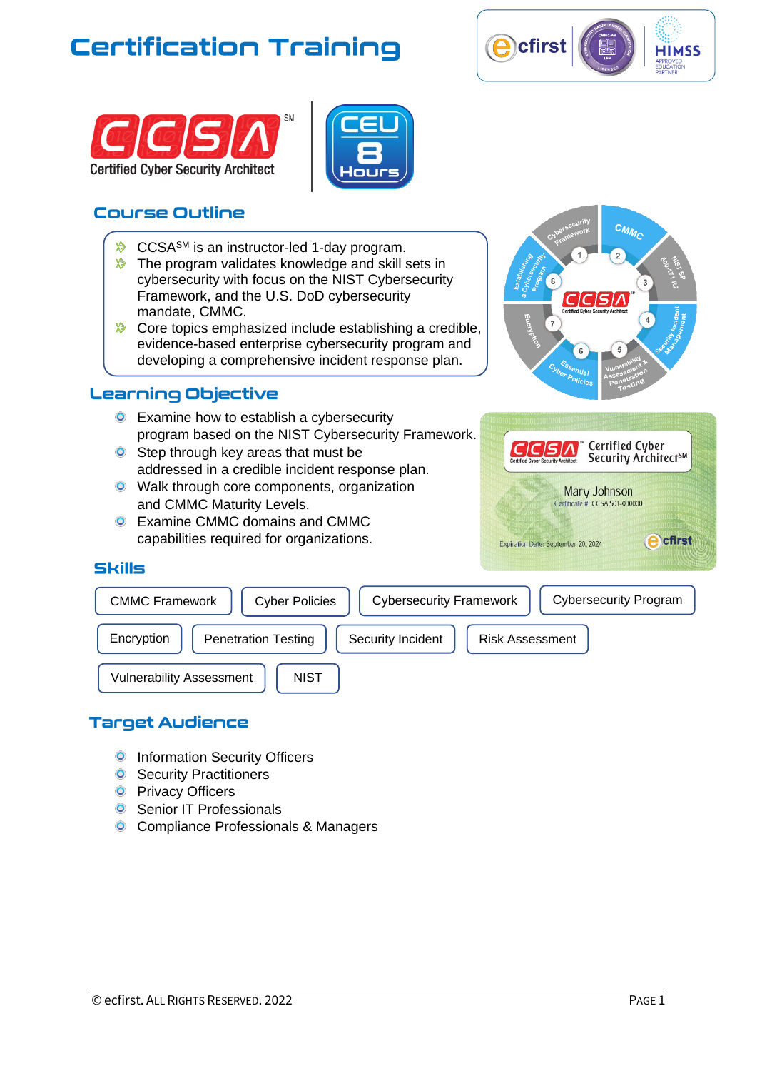# Certification Training

CCSA[SM]
Certified Cyber Security Architect

CEU 8 Hours

## Course Outline

- CCSA[SM] is an instructor-led 1-day program.
- The program validates knowledge and skill sets in cybersecurity with focus on the NIST Cybersecurity Framework, and the U.S. DoD cybersecurity mandate, CMMC.
- Core topics emphasized include establishing a credible, evidence-based enterprise cybersecurity program and developing a comprehensive incident response plan.

## Learning Objective

- Examine how to establish a cybersecurity program based on the NIST Cybersecurity Framework.
- Step through key areas that must be addressed in a credible incident response plan.
- Walk through core components, organization and CMMC Maturity Levels.
- Examine CMMC domains and CMMC capabilities required for organizations.

## Skills

CMMC Framework | Cyber Policies | Cybersecurity Framework | Cybersecurity Program | Encryption | Penetration Testing | Security Incident | Risk Assessment | Vulnerability Assessment | NIST

## Target Audience

- Information Security Officers
- Security Practitioners
- Privacy Officers
- Senior IT Professionals
- Compliance Professionals & Managers

© ecfirst. All Rights Reserved. 2022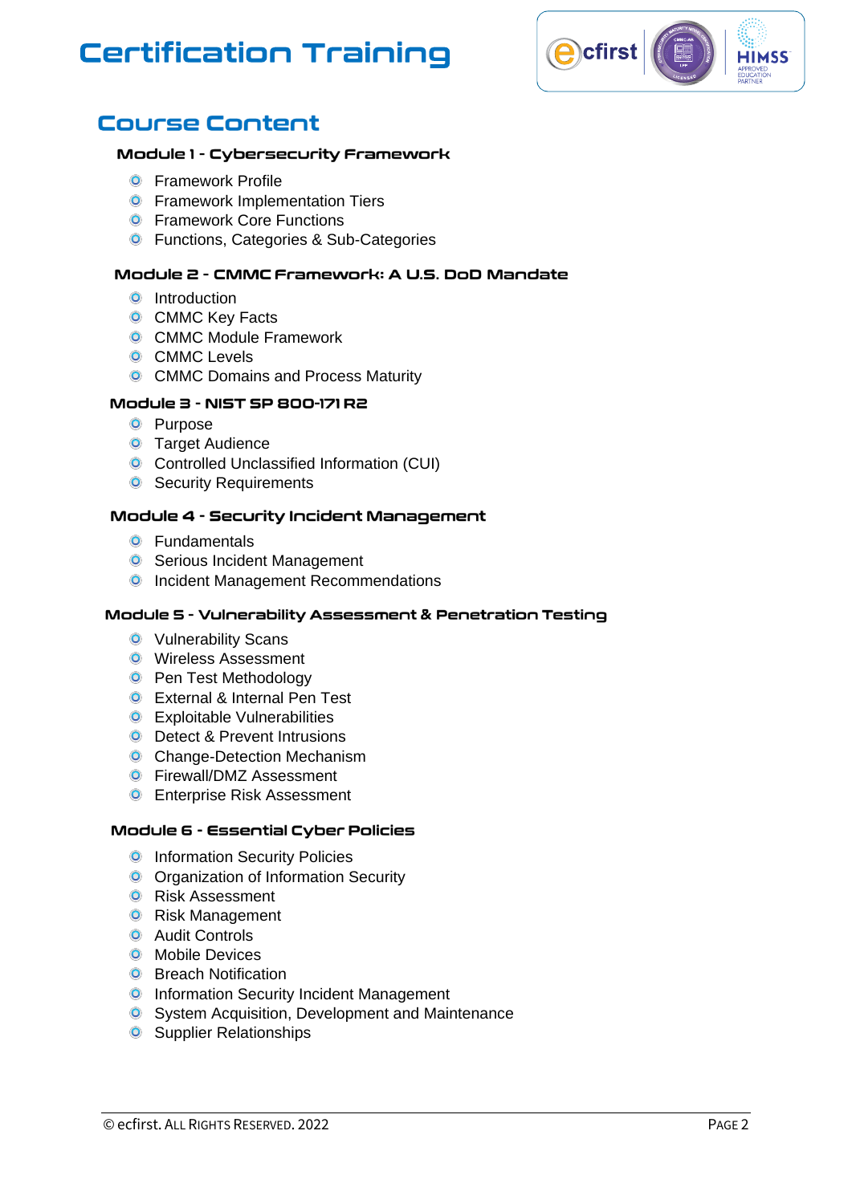# Certification Training

## Course Content

### Module 1 - Cybersecurity Framework

- Framework Profile
- Framework Implementation Tiers
- Framework Core Functions
- Functions, Categories & Sub-Categories

### Module 2 - CMMC Framework: A U.S. DoD Mandate

- Introduction
- CMMC Key Facts
- CMMC Module Framework
- CMMC Levels
- CMMC Domains and Process Maturity

### Module 3 - NIST SP 800-171 R2

- Purpose
- Target Audience
- Controlled Unclassified Information (CUI)
- Security Requirements

### Module 4 - Security Incident Management

- Fundamentals
- Serious Incident Management
- Incident Management Recommendations

### Module 5 - Vulnerability Assessment & Penetration Testing

- Vulnerability Scans
- Wireless Assessment
- Pen Test Methodology
- External & Internal Pen Test
- Exploitable Vulnerabilities
- Detect & Prevent Intrusions
- Change-Detection Mechanism
- Firewall/DMZ Assessment
- Enterprise Risk Assessment

### Module 6 - Essential Cyber Policies

- Information Security Policies
- Organization of Information Security
- Risk Assessment
- Risk Management
- Audit Controls
- Mobile Devices
- Breach Notification
- Information Security Incident Management
- System Acquisition, Development and Maintenance
- Supplier Relationships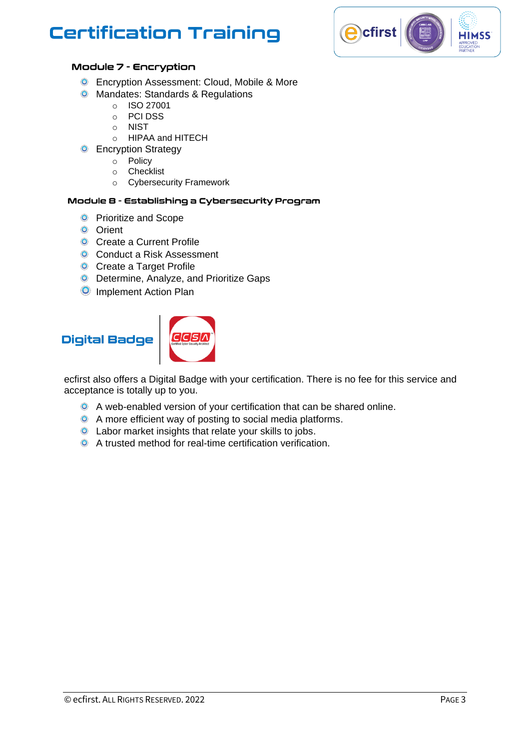# Certification Training

### Module 7 - Encryption

- Encryption Assessment: Cloud, Mobile & More
- Mandates: Standards & Regulations
  - ISO 27001
  - PCI DSS
  - NIST
  - HIPAA and HITECH
- Encryption Strategy
  - Policy
  - Checklist
  - Cybersecurity Framework

### Module 8 - Establishing a Cybersecurity Program

- Prioritize and Scope
- Orient
- Create a Current Profile
- Conduct a Risk Assessment
- Create a Target Profile
- Determine, Analyze, and Prioritize Gaps
- Implement Action Plan

## Digital Badge

ecfirst also offers a Digital Badge with your certification. There is no fee for this service and acceptance is totally up to you.

- A web-enabled version of your certification that can be shared online.
- A more efficient way of posting to social media platforms.
- Labor market insights that relate your skills to jobs.
- A trusted method for real-time certification verification.

© ecfirst. All Rights Reserved. 2022